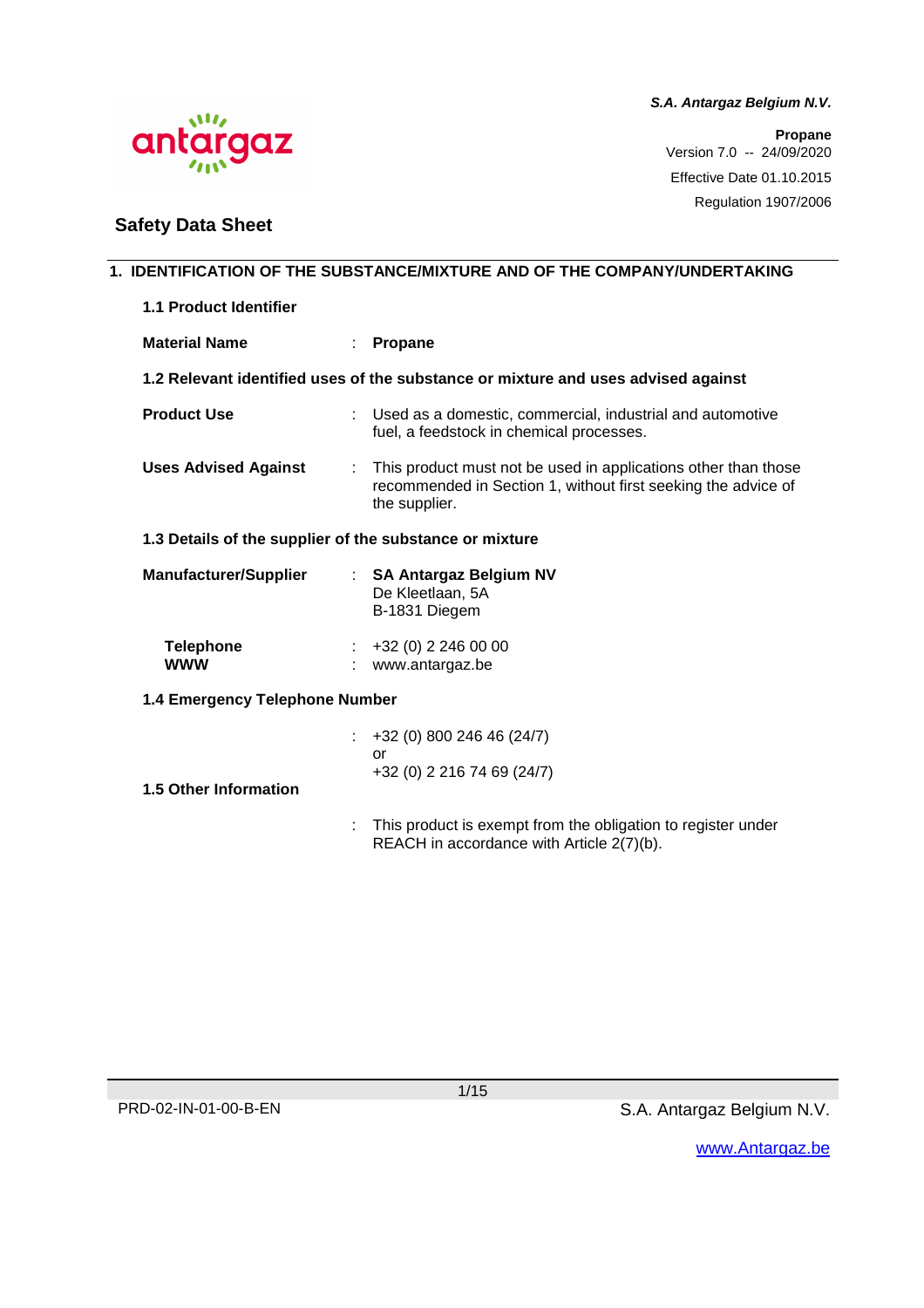***S.A. Antargaz Belgium N.V.***

**Propane**
Version 7.0 -- 24/09/2020
Effective Date 01.10.2015
Regulation 1907/2006

## Safety Data Sheet

### 1. IDENTIFICATION OF THE SUBSTANCE/MIXTURE AND OF THE COMPANY/UNDERTAKING

#### 1.1 Product Identifier

**Material Name** : **Propane**

#### 1.2 Relevant identified uses of the substance or mixture and uses advised against

**Product Use** : Used as a domestic, commercial, industrial and automotive fuel, a feedstock in chemical processes.

**Uses Advised Against** : This product must not be used in applications other than those recommended in Section 1, without first seeking the advice of the supplier.

#### 1.3 Details of the supplier of the substance or mixture

**Manufacturer/Supplier** : **SA Antargaz Belgium NV**
De Kleetlaan, 5A
B-1831 Diegem

**Telephone** : +32 (0) 2 246 00 00
**WWW** : www.antargaz.be

#### 1.4 Emergency Telephone Number

: +32 (0) 800 246 46 (24/7)
or
+32 (0) 2 216 74 69 (24/7)

#### 1.5 Other Information

: This product is exempt from the obligation to register under REACH in accordance with Article 2(7)(b).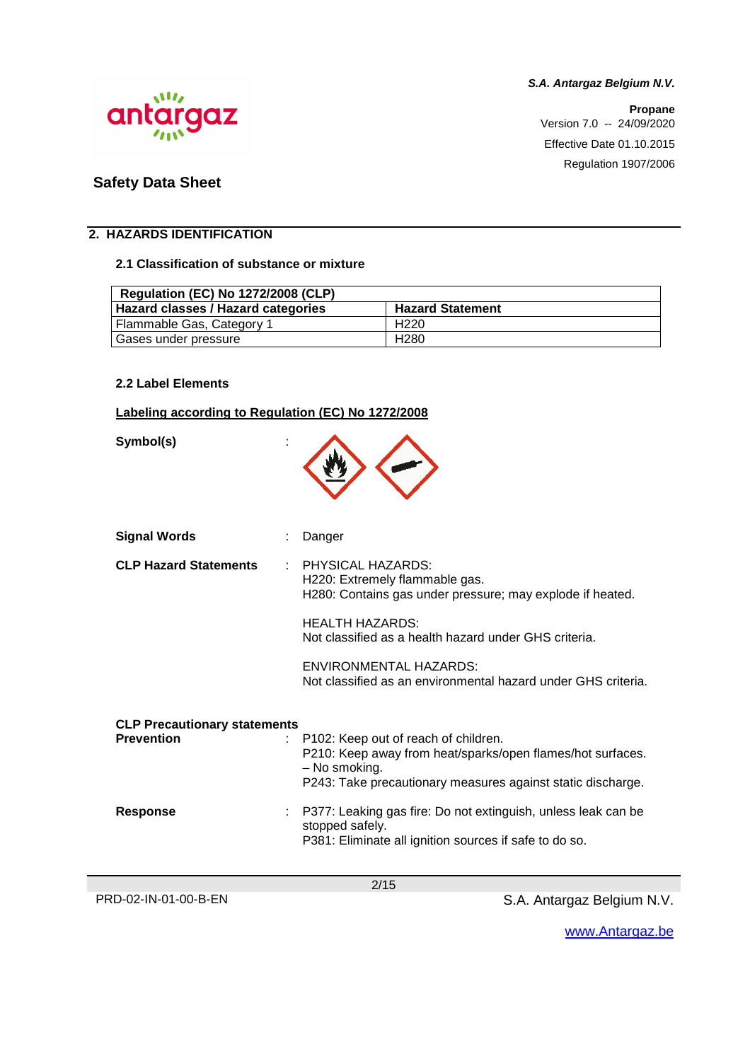## 2. HAZARDS IDENTIFICATION

### 2.1 Classification of substance or mixture

| Regulation (EC) No 1272/2008 (CLP) | |
|---|---|
| **Hazard classes / Hazard categories** | **Hazard Statement** |
| Flammable Gas, Category 1 | H220 |
| Gases under pressure | H280 |

### 2.2 Label Elements

**Labeling according to Regulation (EC) No 1272/2008**

**Symbol(s)** :

**Signal Words** : Danger

**CLP Hazard Statements** : PHYSICAL HAZARDS:
H220: Extremely flammable gas.
H280: Contains gas under pressure; may explode if heated.

HEALTH HAZARDS:
Not classified as a health hazard under GHS criteria.

ENVIRONMENTAL HAZARDS:
Not classified as an environmental hazard under GHS criteria.

**CLP Precautionary statements**

**Prevention** : P102: Keep out of reach of children.
P210: Keep away from heat/sparks/open flames/hot surfaces. – No smoking.
P243: Take precautionary measures against static discharge.

**Response** : P377: Leaking gas fire: Do not extinguish, unless leak can be stopped safely.
P381: Eliminate all ignition sources if safe to do so.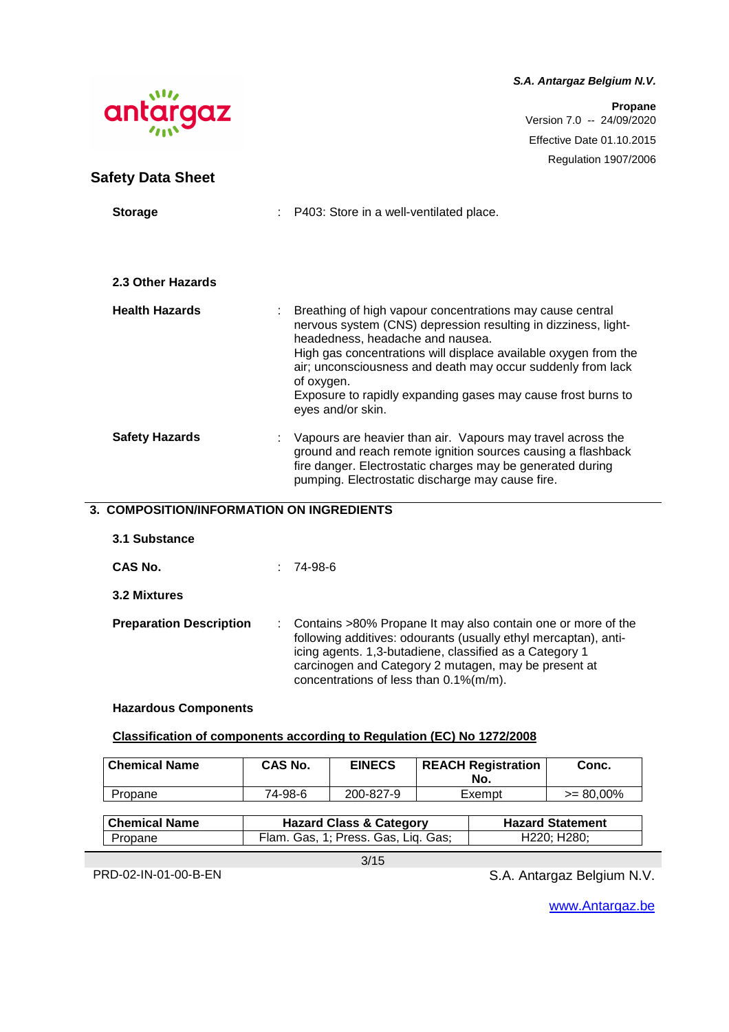**Storage** : P403: Store in a well-ventilated place.

**2.3 Other Hazards**

**Health Hazards** : Breathing of high vapour concentrations may cause central nervous system (CNS) depression resulting in dizziness, light-headedness, headache and nausea.
High gas concentrations will displace available oxygen from the air; unconsciousness and death may occur suddenly from lack of oxygen.
Exposure to rapidly expanding gases may cause frost burns to eyes and/or skin.

**Safety Hazards** : Vapours are heavier than air. Vapours may travel across the ground and reach remote ignition sources causing a flashback fire danger. Electrostatic charges may be generated during pumping. Electrostatic discharge may cause fire.

## 3. COMPOSITION/INFORMATION ON INGREDIENTS

**3.1 Substance**

**CAS No.** : 74-98-6

**3.2 Mixtures**

**Preparation Description** : Contains >80% Propane It may also contain one or more of the following additives: odourants (usually ethyl mercaptan), anti-icing agents. 1,3-butadiene, classified as a Category 1 carcinogen and Category 2 mutagen, may be present at concentrations of less than 0.1%(m/m).

**Hazardous Components**

**Classification of components according to Regulation (EC) No 1272/2008**

| Chemical Name | CAS No. | EINECS | REACH Registration No. | Conc. |
|---|---|---|---|---|
| Propane | 74-98-6 | 200-827-9 | Exempt | >= 80,00% |

| Chemical Name | Hazard Class & Category | Hazard Statement |
|---|---|---|
| Propane | Flam. Gas, 1; Press. Gas, Liq. Gas; | H220; H280; |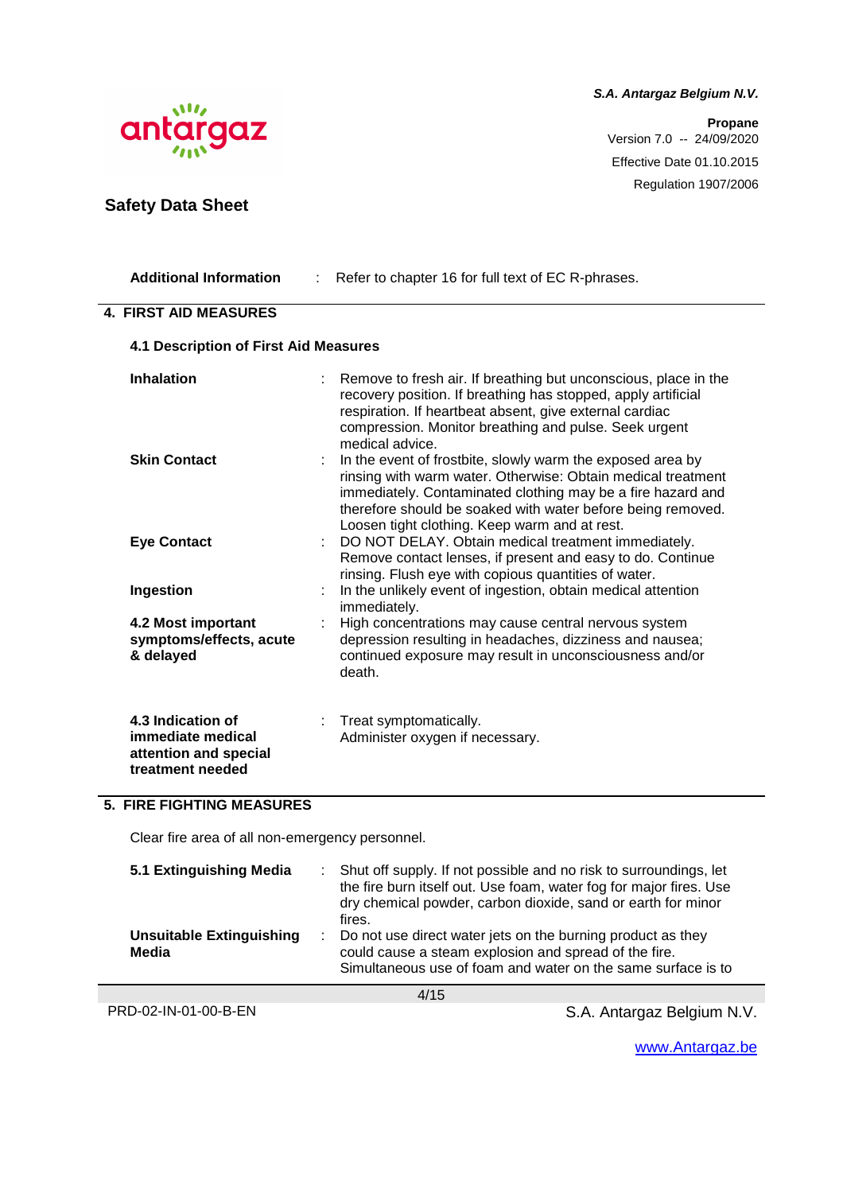**Additional Information** : Refer to chapter 16 for full text of EC R-phrases.

## 4. FIRST AID MEASURES

### 4.1 Description of First Aid Measures

**Inhalation** : Remove to fresh air. If breathing but unconscious, place in the recovery position. If breathing has stopped, apply artificial respiration. If heartbeat absent, give external cardiac compression. Monitor breathing and pulse. Seek urgent medical advice.

**Skin Contact** : In the event of frostbite, slowly warm the exposed area by rinsing with warm water. Otherwise: Obtain medical treatment immediately. Contaminated clothing may be a fire hazard and therefore should be soaked with water before being removed. Loosen tight clothing. Keep warm and at rest.

**Eye Contact** : DO NOT DELAY. Obtain medical treatment immediately. Remove contact lenses, if present and easy to do. Continue rinsing. Flush eye with copious quantities of water.

**Ingestion** : In the unlikely event of ingestion, obtain medical attention immediately.

**4.2 Most important symptoms/effects, acute & delayed** : High concentrations may cause central nervous system depression resulting in headaches, dizziness and nausea; continued exposure may result in unconsciousness and/or death.

**4.3 Indication of immediate medical attention and special treatment needed** : Treat symptomatically. Administer oxygen if necessary.

## 5. FIRE FIGHTING MEASURES

Clear fire area of all non-emergency personnel.

**5.1 Extinguishing Media** : Shut off supply. If not possible and no risk to surroundings, let the fire burn itself out. Use foam, water fog for major fires. Use dry chemical powder, carbon dioxide, sand or earth for minor fires.

**Unsuitable Extinguishing Media** : Do not use direct water jets on the burning product as they could cause a steam explosion and spread of the fire. Simultaneous use of foam and water on the same surface is to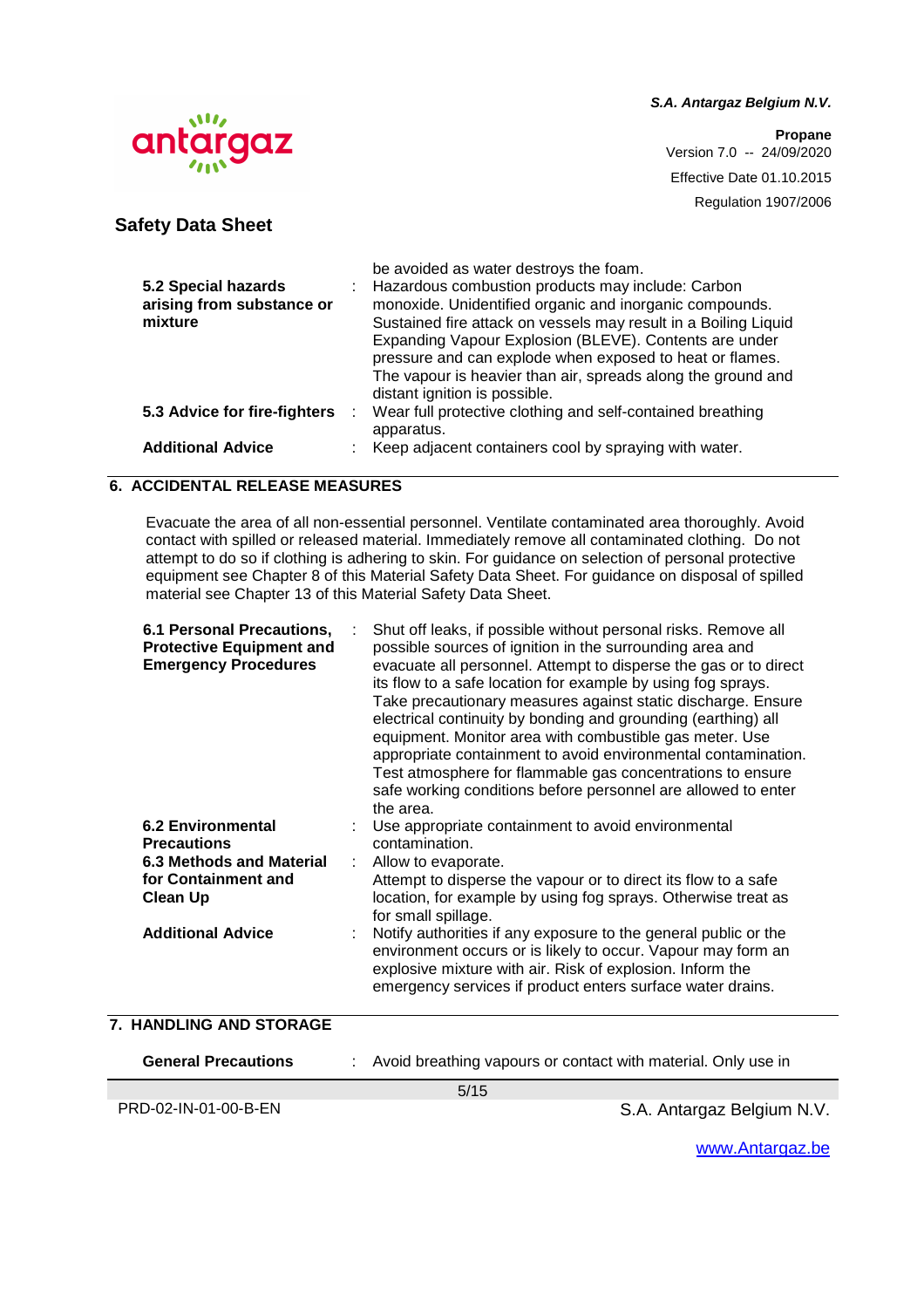be avoided as water destroys the foam.

| | |
|---|---|
| **5.2 Special hazards arising from substance or mixture** | Hazardous combustion products may include: Carbon monoxide. Unidentified organic and inorganic compounds. Sustained fire attack on vessels may result in a Boiling Liquid Expanding Vapour Explosion (BLEVE). Contents are under pressure and can explode when exposed to heat or flames. The vapour is heavier than air, spreads along the ground and distant ignition is possible. |
| **5.3 Advice for fire-fighters** | Wear full protective clothing and self-contained breathing apparatus. |
| **Additional Advice** | Keep adjacent containers cool by spraying with water. |

## 6. ACCIDENTAL RELEASE MEASURES

Evacuate the area of all non-essential personnel. Ventilate contaminated area thoroughly. Avoid contact with spilled or released material. Immediately remove all contaminated clothing. Do not attempt to do so if clothing is adhering to skin. For guidance on selection of personal protective equipment see Chapter 8 of this Material Safety Data Sheet. For guidance on disposal of spilled material see Chapter 13 of this Material Safety Data Sheet.

| | |
|---|---|
| **6.1 Personal Precautions, Protective Equipment and Emergency Procedures** | Shut off leaks, if possible without personal risks. Remove all possible sources of ignition in the surrounding area and evacuate all personnel. Attempt to disperse the gas or to direct its flow to a safe location for example by using fog sprays. Take precautionary measures against static discharge. Ensure electrical continuity by bonding and grounding (earthing) all equipment. Monitor area with combustible gas meter. Use appropriate containment to avoid environmental contamination. Test atmosphere for flammable gas concentrations to ensure safe working conditions before personnel are allowed to enter the area. |
| **6.2 Environmental Precautions** | Use appropriate containment to avoid environmental contamination. |
| **6.3 Methods and Material for Containment and Clean Up** | Allow to evaporate.<br>Attempt to disperse the vapour or to direct its flow to a safe location, for example by using fog sprays. Otherwise treat as for small spillage. |
| **Additional Advice** | Notify authorities if any exposure to the general public or the environment occurs or is likely to occur. Vapour may form an explosive mixture with air. Risk of explosion. Inform the emergency services if product enters surface water drains. |

## 7. HANDLING AND STORAGE

| | |
|---|---|
| **General Precautions** | Avoid breathing vapours or contact with material. Only use in |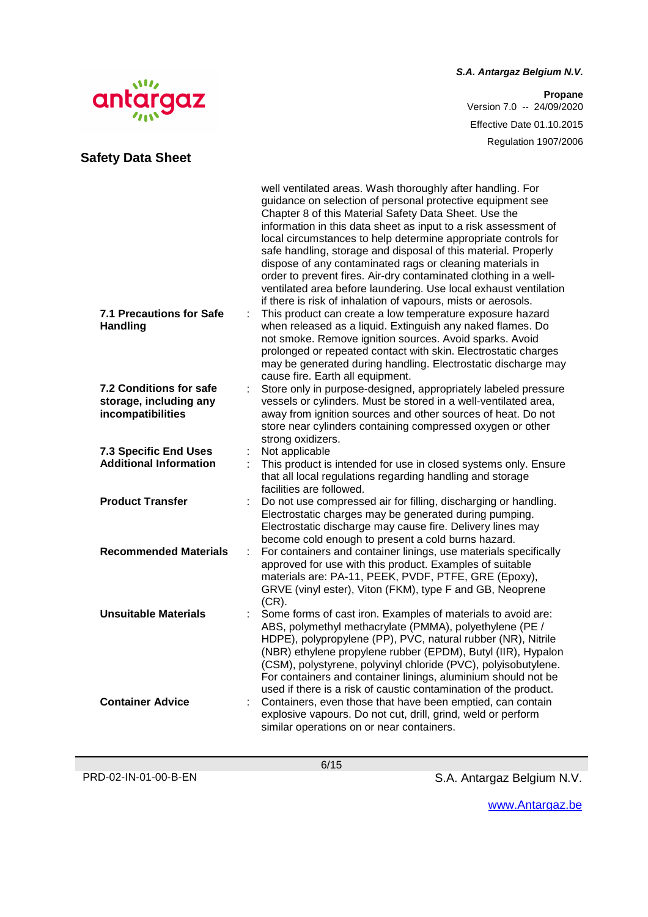well ventilated areas. Wash thoroughly after handling. For guidance on selection of personal protective equipment see Chapter 8 of this Material Safety Data Sheet. Use the information in this data sheet as input to a risk assessment of local circumstances to help determine appropriate controls for safe handling, storage and disposal of this material. Properly dispose of any contaminated rags or cleaning materials in order to prevent fires. Air-dry contaminated clothing in a well-ventilated area before laundering. Use local exhaust ventilation if there is risk of inhalation of vapours, mists or aerosols.

**7.1 Precautions for Safe Handling** : This product can create a low temperature exposure hazard when released as a liquid. Extinguish any naked flames. Do not smoke. Remove ignition sources. Avoid sparks. Avoid prolonged or repeated contact with skin. Electrostatic charges may be generated during handling. Electrostatic discharge may cause fire. Earth all equipment.

**7.2 Conditions for safe storage, including any incompatibilities** : Store only in purpose-designed, appropriately labeled pressure vessels or cylinders. Must be stored in a well-ventilated area, away from ignition sources and other sources of heat. Do not store near cylinders containing compressed oxygen or other strong oxidizers.

**7.3 Specific End Uses** : Not applicable

**Additional Information** : This product is intended for use in closed systems only. Ensure that all local regulations regarding handling and storage facilities are followed.

**Product Transfer** : Do not use compressed air for filling, discharging or handling. Electrostatic charges may be generated during pumping. Electrostatic discharge may cause fire. Delivery lines may become cold enough to present a cold burns hazard.

**Recommended Materials** : For containers and container linings, use materials specifically approved for use with this product. Examples of suitable materials are: PA-11, PEEK, PVDF, PTFE, GRE (Epoxy), GRVE (vinyl ester), Viton (FKM), type F and GB, Neoprene (CR).

**Unsuitable Materials** : Some forms of cast iron. Examples of materials to avoid are: ABS, polymethyl methacrylate (PMMA), polyethylene (PE / HDPE), polypropylene (PP), PVC, natural rubber (NR), Nitrile (NBR) ethylene propylene rubber (EPDM), Butyl (IIR), Hypalon (CSM), polystyrene, polyvinyl chloride (PVC), polyisobutylene. For containers and container linings, aluminium should not be used if there is a risk of caustic contamination of the product.

**Container Advice** : Containers, even those that have been emptied, can contain explosive vapours. Do not cut, drill, grind, weld or perform similar operations on or near containers.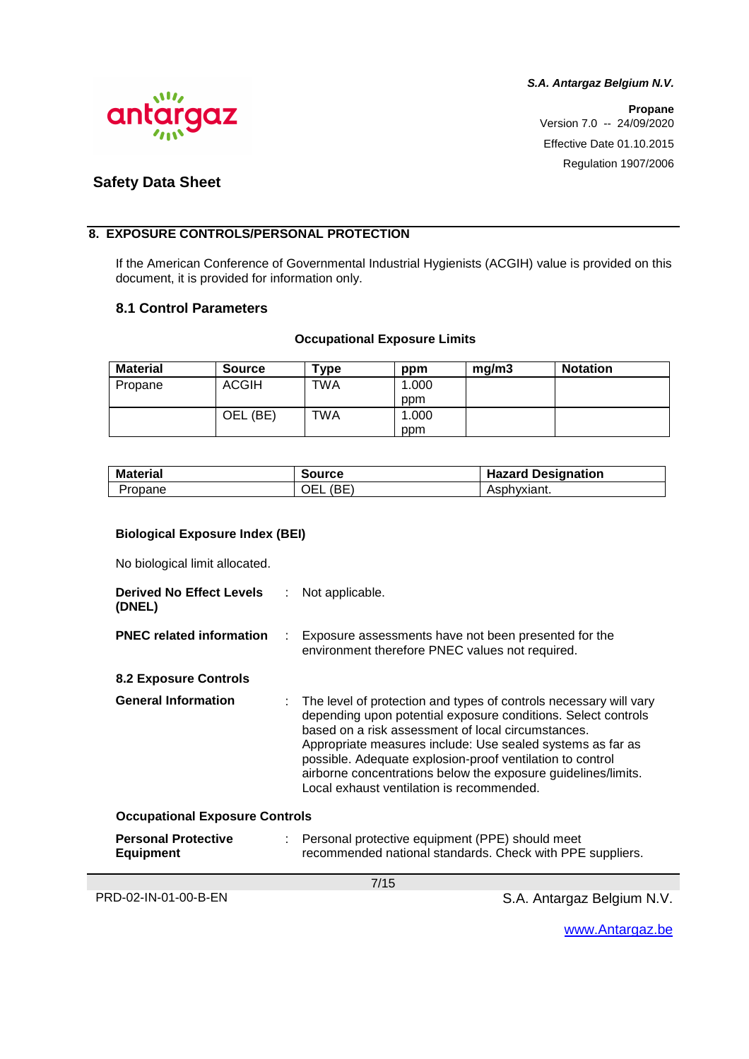## 8. EXPOSURE CONTROLS/PERSONAL PROTECTION

If the American Conference of Governmental Industrial Hygienists (ACGIH) value is provided on this document, it is provided for information only.

### 8.1 Control Parameters

**Occupational Exposure Limits**

| Material | Source | Type | ppm | mg/m3 | Notation |
|---|---|---|---|---|---|
| Propane | ACGIH | TWA | 1.000 ppm | | |
| | OEL (BE) | TWA | 1.000 ppm | | |

| Material | Source | Hazard Designation |
|---|---|---|
| Propane | OEL (BE) | Asphyxiant. |

**Biological Exposure Index (BEI)**

No biological limit allocated.

**Derived No Effect Levels (DNEL)** : Not applicable.

**PNEC related information** : Exposure assessments have not been presented for the environment therefore PNEC values not required.

### 8.2 Exposure Controls

**General Information** : The level of protection and types of controls necessary will vary depending upon potential exposure conditions. Select controls based on a risk assessment of local circumstances. Appropriate measures include: Use sealed systems as far as possible. Adequate explosion-proof ventilation to control airborne concentrations below the exposure guidelines/limits. Local exhaust ventilation is recommended.

**Occupational Exposure Controls**

**Personal Protective Equipment** : Personal protective equipment (PPE) should meet recommended national standards. Check with PPE suppliers.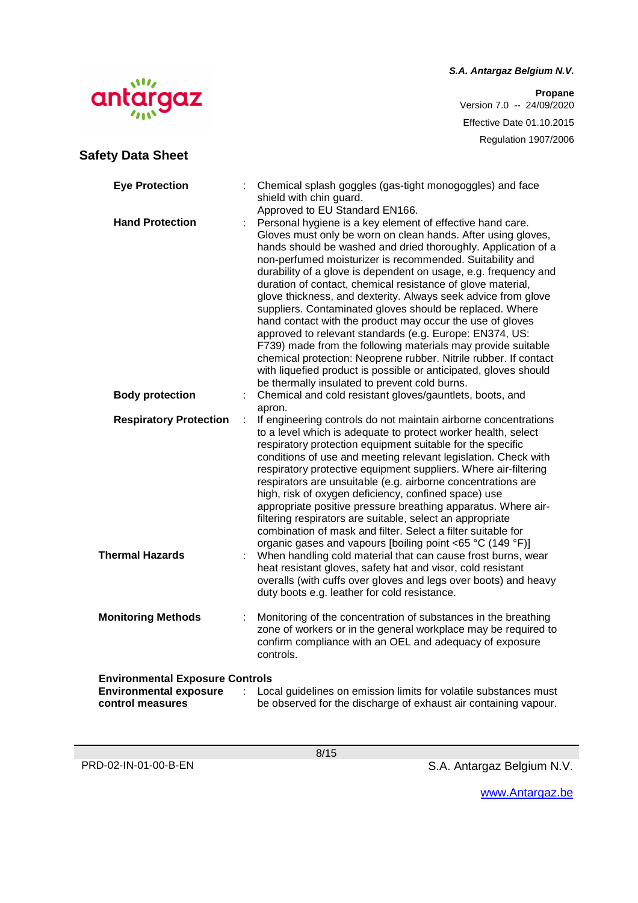**Eye Protection** : Chemical splash goggles (gas-tight monogoggles) and face shield with chin guard.
Approved to EU Standard EN166.

**Hand Protection** : Personal hygiene is a key element of effective hand care. Gloves must only be worn on clean hands. After using gloves, hands should be washed and dried thoroughly. Application of a non-perfumed moisturizer is recommended. Suitability and durability of a glove is dependent on usage, e.g. frequency and duration of contact, chemical resistance of glove material, glove thickness, and dexterity. Always seek advice from glove suppliers. Contaminated gloves should be replaced. Where hand contact with the product may occur the use of gloves approved to relevant standards (e.g. Europe: EN374, US: F739) made from the following materials may provide suitable chemical protection: Neoprene rubber. Nitrile rubber. If contact with liquefied product is possible or anticipated, gloves should be thermally insulated to prevent cold burns.

**Body protection** : Chemical and cold resistant gloves/gauntlets, boots, and apron.

**Respiratory Protection** : If engineering controls do not maintain airborne concentrations to a level which is adequate to protect worker health, select respiratory protection equipment suitable for the specific conditions of use and meeting relevant legislation. Check with respiratory protective equipment suppliers. Where air-filtering respirators are unsuitable (e.g. airborne concentrations are high, risk of oxygen deficiency, confined space) use appropriate positive pressure breathing apparatus. Where air-filtering respirators are suitable, select an appropriate combination of mask and filter. Select a filter suitable for organic gases and vapours [boiling point <65 °C (149 °F)]

**Thermal Hazards** : When handling cold material that can cause frost burns, wear heat resistant gloves, safety hat and visor, cold resistant overalls (with cuffs over gloves and legs over boots) and heavy duty boots e.g. leather for cold resistance.

**Monitoring Methods** : Monitoring of the concentration of substances in the breathing zone of workers or in the general workplace may be required to confirm compliance with an OEL and adequacy of exposure controls.

**Environmental Exposure Controls**

**Environmental exposure control measures** : Local guidelines on emission limits for volatile substances must be observed for the discharge of exhaust air containing vapour.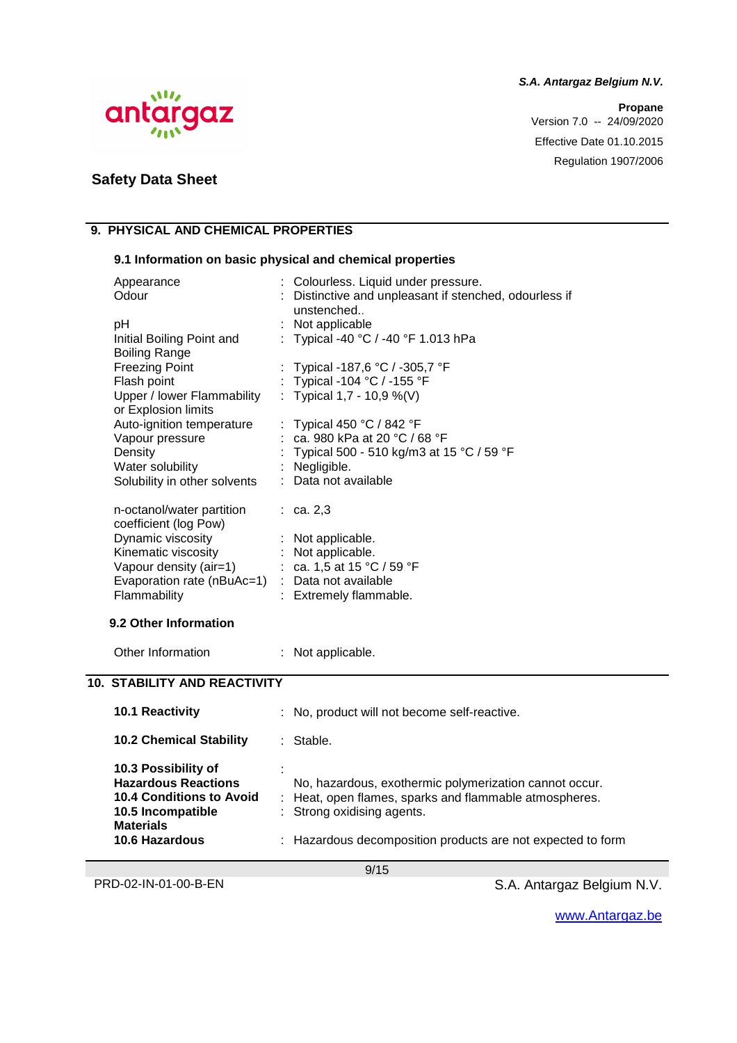## 9. PHYSICAL AND CHEMICAL PROPERTIES

### 9.1 Information on basic physical and chemical properties

| Property | | Value |
|---|---|---|
| Appearance | : | Colourless. Liquid under pressure. |
| Odour | : | Distinctive and unpleasant if stenched, odourless if unstenched.. |
| pH | : | Not applicable |
| Initial Boiling Point and Boiling Range | : | Typical -40 °C / -40 °F 1.013 hPa |
| Freezing Point | : | Typical -187,6 °C / -305,7 °F |
| Flash point | : | Typical -104 °C / -155 °F |
| Upper / lower Flammability or Explosion limits | : | Typical 1,7 - 10,9 %(V) |
| Auto-ignition temperature | : | Typical 450 °C / 842 °F |
| Vapour pressure | : | ca. 980 kPa at 20 °C / 68 °F |
| Density | : | Typical 500 - 510 kg/m3 at 15 °C / 59 °F |
| Water solubility | : | Negligible. |
| Solubility in other solvents | : | Data not available |
| n-octanol/water partition coefficient (log Pow) | : | ca. 2,3 |
| Dynamic viscosity | : | Not applicable. |
| Kinematic viscosity | : | Not applicable. |
| Vapour density (air=1) | : | ca. 1,5 at 15 °C / 59 °F |
| Evaporation rate (nBuAc=1) | : | Data not available |
| Flammability | : | Extremely flammable. |

### 9.2 Other Information

Other Information : Not applicable.

## 10. STABILITY AND REACTIVITY

**10.1 Reactivity** : No, product will not become self-reactive.

**10.2 Chemical Stability** : Stable.

**10.3 Possibility of Hazardous Reactions** : No, hazardous, exothermic polymerization cannot occur.

**10.4 Conditions to Avoid** : Heat, open flames, sparks and flammable atmospheres.

**10.5 Incompatible Materials** : Strong oxidising agents.

**10.6 Hazardous** : Hazardous decomposition products are not expected to form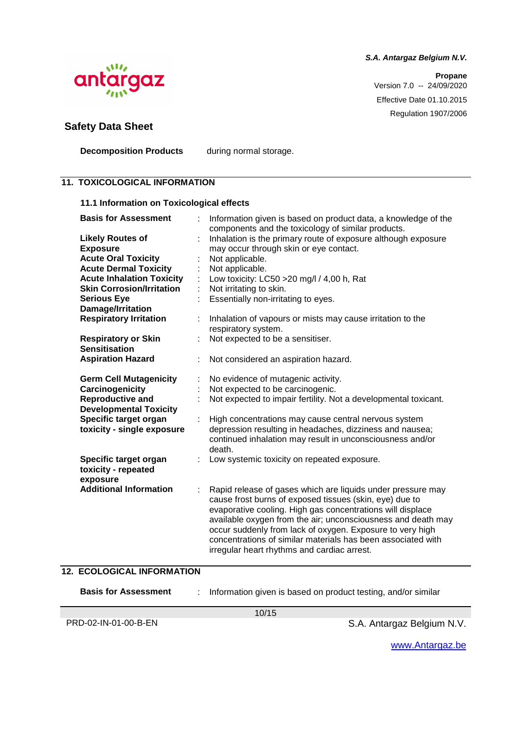| | | |
|---|---|---|
| **Decomposition Products** | | during normal storage. |

## 11. TOXICOLOGICAL INFORMATION

### 11.1 Information on Toxicological effects

| | | |
|---|---|---|
| **Basis for Assessment** | : | Information given is based on product data, a knowledge of the components and the toxicology of similar products. |
| **Likely Routes of Exposure** | : | Inhalation is the primary route of exposure although exposure may occur through skin or eye contact. |
| **Acute Oral Toxicity** | : | Not applicable. |
| **Acute Dermal Toxicity** | : | Not applicable. |
| **Acute Inhalation Toxicity** | : | Low toxicity: LC50 >20 mg/l / 4,00 h, Rat |
| **Skin Corrosion/Irritation** | : | Not irritating to skin. |
| **Serious Eye Damage/Irritation** | : | Essentially non-irritating to eyes. |
| **Respiratory Irritation** | : | Inhalation of vapours or mists may cause irritation to the respiratory system. |
| **Respiratory or Skin Sensitisation** | : | Not expected to be a sensitiser. |
| **Aspiration Hazard** | : | Not considered an aspiration hazard. |
| **Germ Cell Mutagenicity** | : | No evidence of mutagenic activity. |
| **Carcinogenicity** | : | Not expected to be carcinogenic. |
| **Reproductive and Developmental Toxicity** | : | Not expected to impair fertility. Not a developmental toxicant. |
| **Specific target organ toxicity - single exposure** | : | High concentrations may cause central nervous system depression resulting in headaches, dizziness and nausea; continued inhalation may result in unconsciousness and/or death. |
| **Specific target organ toxicity - repeated exposure** | : | Low systemic toxicity on repeated exposure. |
| **Additional Information** | : | Rapid release of gases which are liquids under pressure may cause frost burns of exposed tissues (skin, eye) due to evaporative cooling. High gas concentrations will displace available oxygen from the air; unconsciousness and death may occur suddenly from lack of oxygen. Exposure to very high concentrations of similar materials has been associated with irregular heart rhythms and cardiac arrest. |

## 12. ECOLOGICAL INFORMATION

| | | |
|---|---|---|
| **Basis for Assessment** | : | Information given is based on product testing, and/or similar |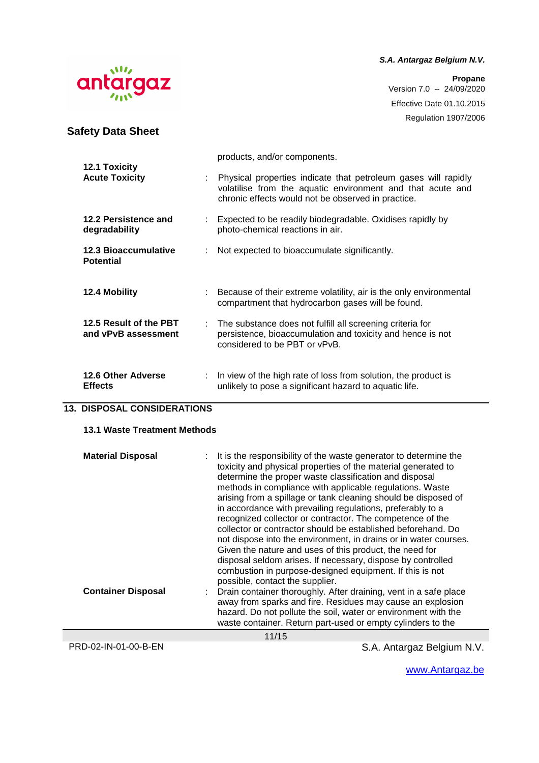products, and/or components.

**12.1 Toxicity**

**Acute Toxicity** : Physical properties indicate that petroleum gases will rapidly volatilise from the aquatic environment and that acute and chronic effects would not be observed in practice.

**12.2 Persistence and degradability** : Expected to be readily biodegradable. Oxidises rapidly by photo-chemical reactions in air.

**12.3 Bioaccumulative Potential** : Not expected to bioaccumulate significantly.

**12.4 Mobility** : Because of their extreme volatility, air is the only environmental compartment that hydrocarbon gases will be found.

**12.5 Result of the PBT and vPvB assessment** : The substance does not fulfill all screening criteria for persistence, bioaccumulation and toxicity and hence is not considered to be PBT or vPvB.

**12.6 Other Adverse Effects** : In view of the high rate of loss from solution, the product is unlikely to pose a significant hazard to aquatic life.

## 13. DISPOSAL CONSIDERATIONS

### 13.1 Waste Treatment Methods

**Material Disposal** : It is the responsibility of the waste generator to determine the toxicity and physical properties of the material generated to determine the proper waste classification and disposal methods in compliance with applicable regulations. Waste arising from a spillage or tank cleaning should be disposed of in accordance with prevailing regulations, preferably to a recognized collector or contractor. The competence of the collector or contractor should be established beforehand. Do not dispose into the environment, in drains or in water courses. Given the nature and uses of this product, the need for disposal seldom arises. If necessary, dispose by controlled combustion in purpose-designed equipment. If this is not possible, contact the supplier.

**Container Disposal** : Drain container thoroughly. After draining, vent in a safe place away from sparks and fire. Residues may cause an explosion hazard. Do not pollute the soil, water or environment with the waste container. Return part-used or empty cylinders to the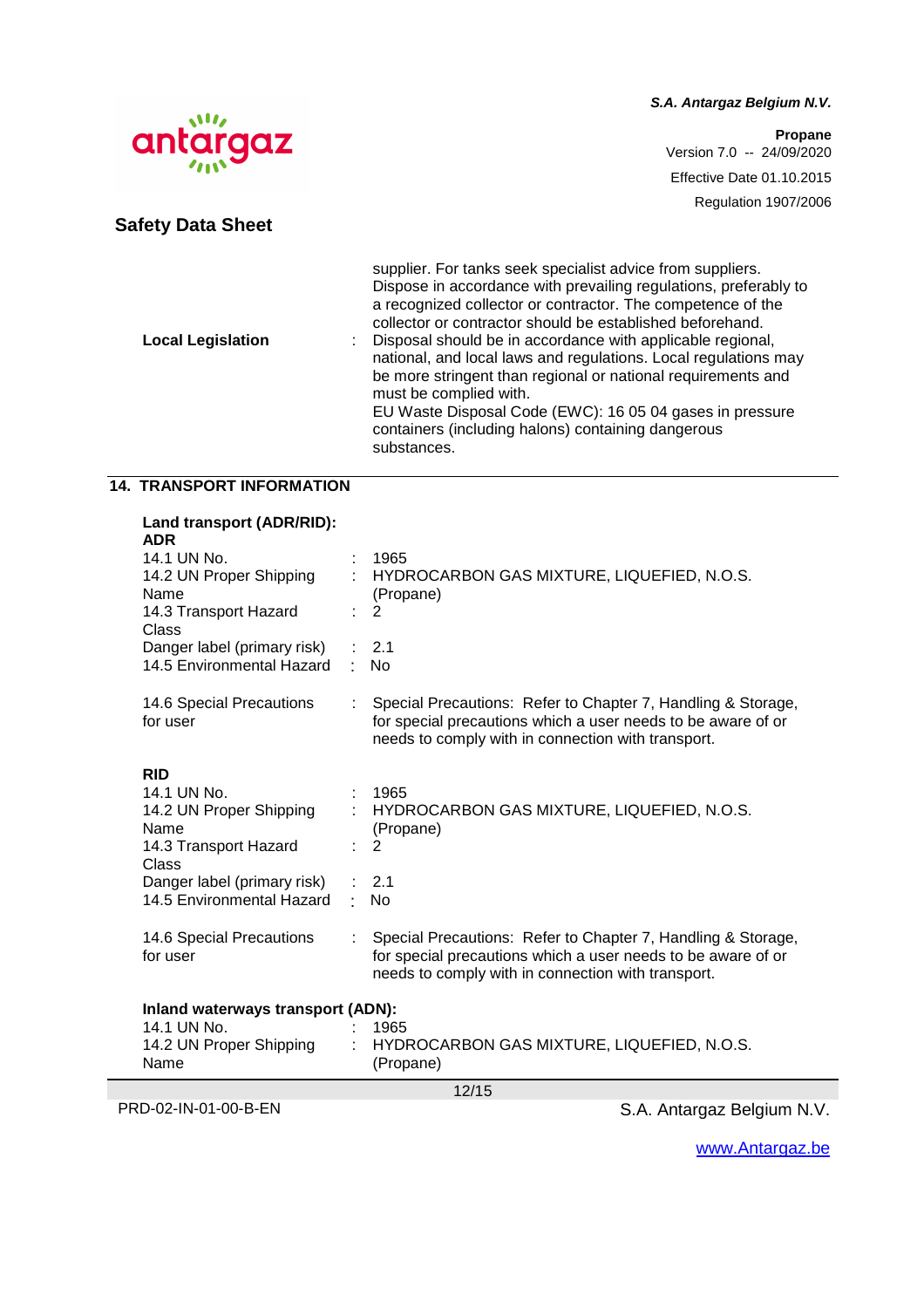supplier. For tanks seek specialist advice from suppliers. Dispose in accordance with prevailing regulations, preferably to a recognized collector or contractor. The competence of the collector or contractor should be established beforehand.

**Local Legislation** : Disposal should be in accordance with applicable regional, national, and local laws and regulations. Local regulations may be more stringent than regional or national requirements and must be complied with.
EU Waste Disposal Code (EWC): 16 05 04 gases in pressure containers (including halons) containing dangerous substances.

## 14. TRANSPORT INFORMATION

**Land transport (ADR/RID):**

**ADR**

| | | |
|---|---|---|
| 14.1 UN No. | : | 1965 |
| 14.2 UN Proper Shipping Name | : | HYDROCARBON GAS MIXTURE, LIQUEFIED, N.O.S. (Propane) |
| 14.3 Transport Hazard Class | : | 2 |
| Danger label (primary risk) | : | 2.1 |
| 14.5 Environmental Hazard | : | No |
| 14.6 Special Precautions for user | : | Special Precautions: Refer to Chapter 7, Handling & Storage, for special precautions which a user needs to be aware of or needs to comply with in connection with transport. |

**RID**

| | | |
|---|---|---|
| 14.1 UN No. | : | 1965 |
| 14.2 UN Proper Shipping Name | : | HYDROCARBON GAS MIXTURE, LIQUEFIED, N.O.S. (Propane) |
| 14.3 Transport Hazard Class | : | 2 |
| Danger label (primary risk) | : | 2.1 |
| 14.5 Environmental Hazard | : | No |
| 14.6 Special Precautions for user | : | Special Precautions: Refer to Chapter 7, Handling & Storage, for special precautions which a user needs to be aware of or needs to comply with in connection with transport. |

**Inland waterways transport (ADN):**

| | | |
|---|---|---|
| 14.1 UN No. | : | 1965 |
| 14.2 UN Proper Shipping Name | : | HYDROCARBON GAS MIXTURE, LIQUEFIED, N.O.S. (Propane) |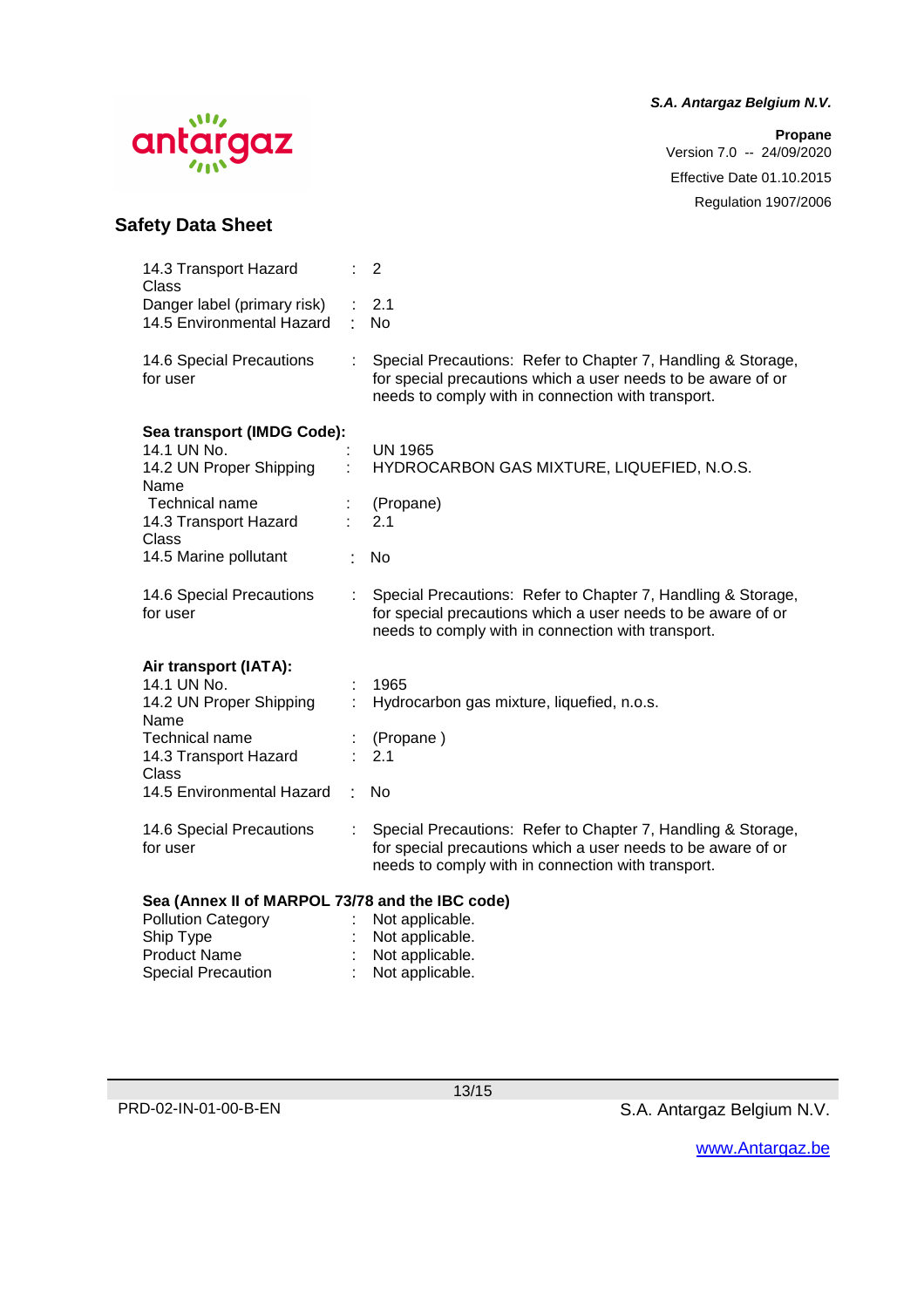| | | |
|---|---|---|
| 14.3 Transport Hazard Class | : | 2 |
| Danger label (primary risk) | : | 2.1 |
| 14.5 Environmental Hazard | : | No |
| 14.6 Special Precautions for user | : | Special Precautions: Refer to Chapter 7, Handling & Storage, for special precautions which a user needs to be aware of or needs to comply with in connection with transport. |

**Sea transport (IMDG Code):**

| | | |
|---|---|---|
| 14.1 UN No. | : | UN 1965 |
| 14.2 UN Proper Shipping Name | : | HYDROCARBON GAS MIXTURE, LIQUEFIED, N.O.S. |
| Technical name | : | (Propane) |
| 14.3 Transport Hazard Class | : | 2.1 |
| 14.5 Marine pollutant | : | No |
| 14.6 Special Precautions for user | : | Special Precautions: Refer to Chapter 7, Handling & Storage, for special precautions which a user needs to be aware of or needs to comply with in connection with transport. |

**Air transport (IATA):**

| | | |
|---|---|---|
| 14.1 UN No. | : | 1965 |
| 14.2 UN Proper Shipping Name | : | Hydrocarbon gas mixture, liquefied, n.o.s. |
| Technical name | : | (Propane ) |
| 14.3 Transport Hazard Class | : | 2.1 |
| 14.5 Environmental Hazard | : | No |
| 14.6 Special Precautions for user | : | Special Precautions: Refer to Chapter 7, Handling & Storage, for special precautions which a user needs to be aware of or needs to comply with in connection with transport. |

**Sea (Annex II of MARPOL 73/78 and the IBC code)**

| | | |
|---|---|---|
| Pollution Category | : | Not applicable. |
| Ship Type | : | Not applicable. |
| Product Name | : | Not applicable. |
| Special Precaution | : | Not applicable. |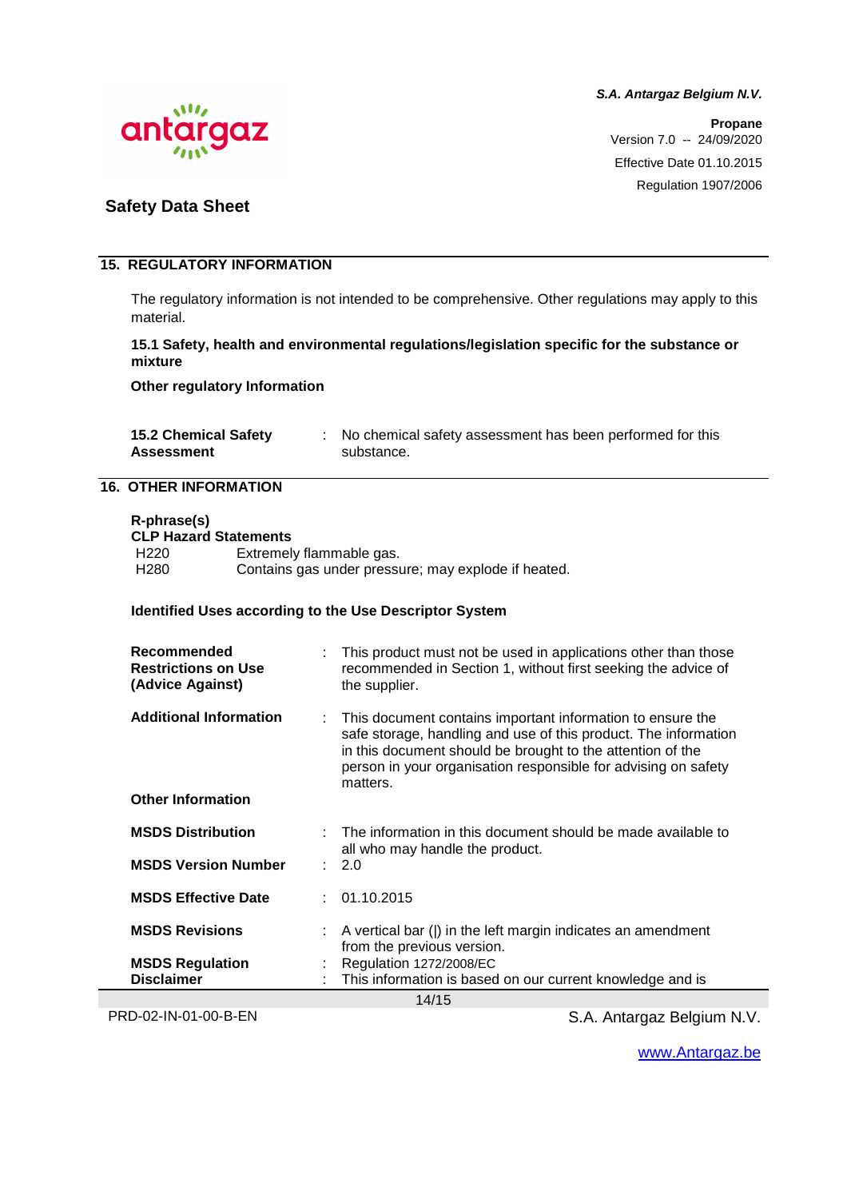## 15. REGULATORY INFORMATION

The regulatory information is not intended to be comprehensive. Other regulations may apply to this material.

**15.1 Safety, health and environmental regulations/legislation specific for the substance or mixture**

**Other regulatory Information**

| | | |
|---|---|---|
| **15.2 Chemical Safety Assessment** | : | No chemical safety assessment has been performed for this substance. |

## 16. OTHER INFORMATION

**R-phrase(s)**
**CLP Hazard Statements**

| | |
|---|---|
| H220 | Extremely flammable gas. |
| H280 | Contains gas under pressure; may explode if heated. |

**Identified Uses according to the Use Descriptor System**

| | | |
|---|---|---|
| **Recommended Restrictions on Use (Advice Against)** | : | This product must not be used in applications other than those recommended in Section 1, without first seeking the advice of the supplier. |
| **Additional Information** | : | This document contains important information to ensure the safe storage, handling and use of this product. The information in this document should be brought to the attention of the person in your organisation responsible for advising on safety matters. |

**Other Information**

| | | |
|---|---|---|
| **MSDS Distribution** | : | The information in this document should be made available to all who may handle the product. |
| **MSDS Version Number** | : | 2.0 |
| **MSDS Effective Date** | : | 01.10.2015 |
| **MSDS Revisions** | : | A vertical bar (\|) in the left margin indicates an amendment from the previous version. |
| **MSDS Regulation** | : | Regulation 1272/2008/EC |
| **Disclaimer** | : | This information is based on our current knowledge and is |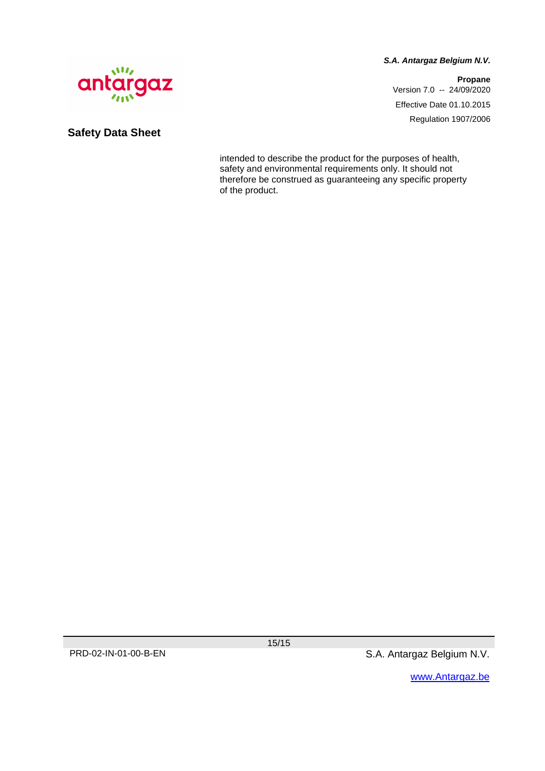intended to describe the product for the purposes of health, safety and environmental requirements only. It should not therefore be construed as guaranteeing any specific property of the product.